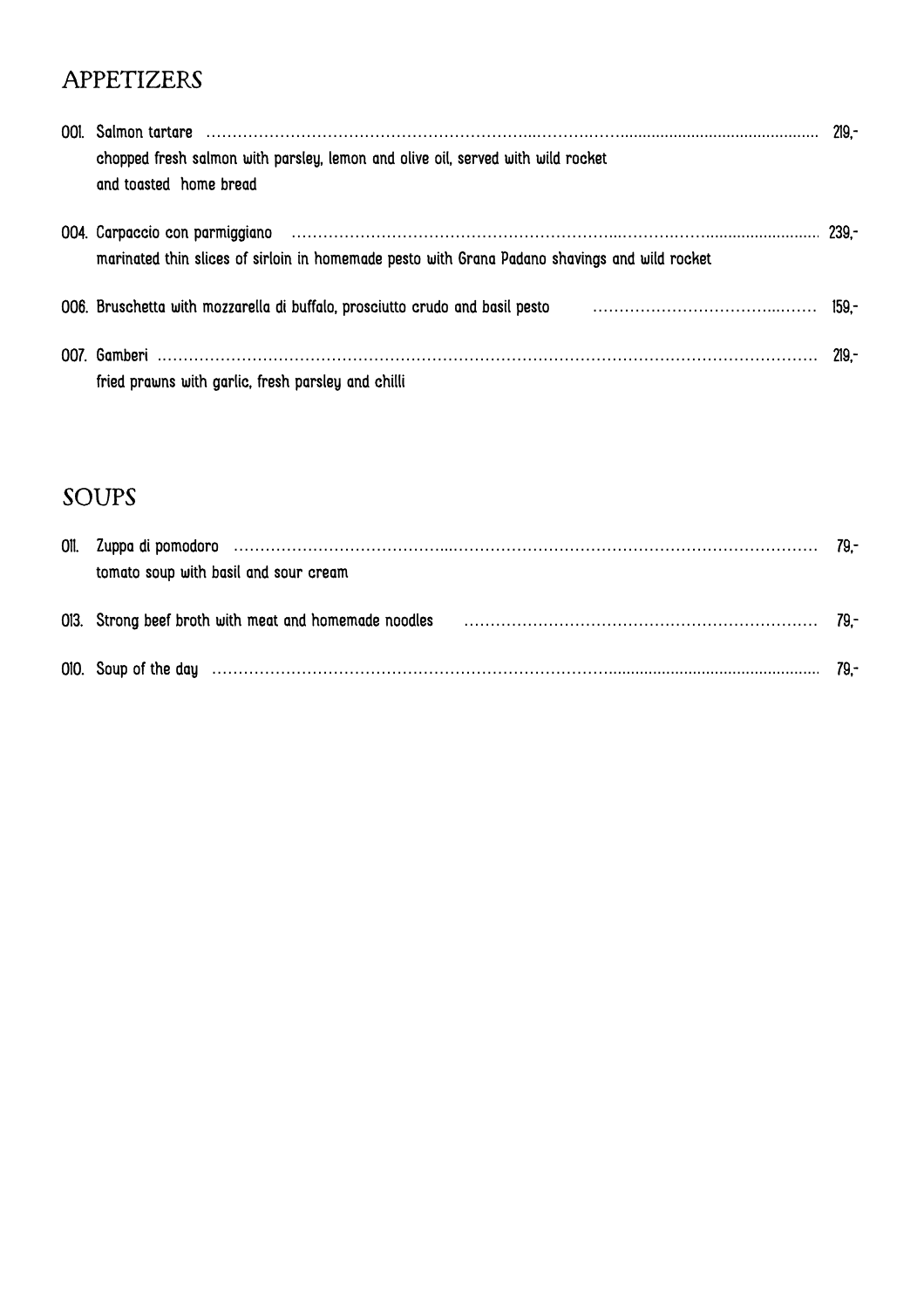## APPETIZERS

001. Salmon tartare ........................................................................ 219,-
chopped fresh salmon with parsley, lemon and olive oil, served with wild rocket
and toasted home bread

004. Carpaccio con parmiggiano ........................................................................ 239,-
marinated thin slices of sirloin in homemade pesto with Grana Padano shavings and wild rocket

006. Bruschetta with mozzarella di buffalo, prosciutto crudo and basil pesto ........................................ 159,-

007. Gamberi ........................................................................ 219,-
fried prawns with garlic, fresh parsley and chilli

## SOUPS

011. Zuppa di pomodoro ........................................................................ 79,-
tomato soup with basil and sour cream

013. Strong beef broth with meat and homemade noodles ........................................ 79,-

010. Soup of the day ........................................................................ 79,-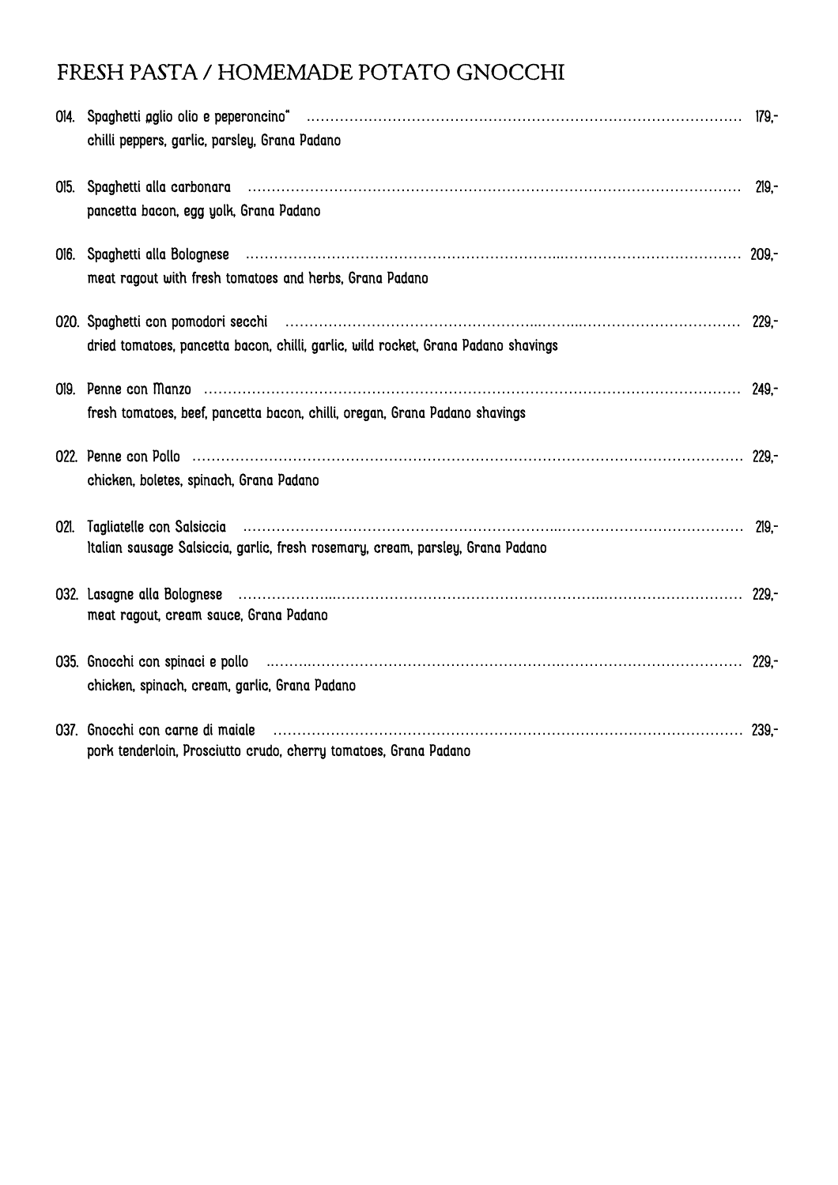# FRESH PASTA / HOMEMADE POTATO GNOCCHI

014. Spaghetti „aglio olio e peperoncino" ........ 179,-
chilli peppers, garlic, parsley, Grana Padano

015. Spaghetti alla carbonara ........ 219,-
pancetta bacon, egg yolk, Grana Padano

016. Spaghetti alla Bolognese ........ 209,-
meat ragout with fresh tomatoes and herbs, Grana Padano

020. Spaghetti con pomodori secchi ........ 229,-
dried tomatoes, pancetta bacon, chilli, garlic, wild rocket, Grana Padano shavings

019. Penne con Manzo ........ 249,-
fresh tomatoes, beef, pancetta bacon, chilli, oregan, Grana Padano shavings

022. Penne con Pollo ........ 229,-
chicken, boletes, spinach, Grana Padano

021. Tagliatelle con Salsiccia ........ 219,-
Italian sausage Salsiccia, garlic, fresh rosemary, cream, parsley, Grana Padano

032. Lasagne alla Bolognese ........ 229,-
meat ragout, cream sauce, Grana Padano

035. Gnocchi con spinaci e pollo ........ 229,-
chicken, spinach, cream, garlic, Grana Padano

037. Gnocchi con carne di maiale ........ 239,-
pork tenderloin, Prosciutto crudo, cherry tomatoes, Grana Padano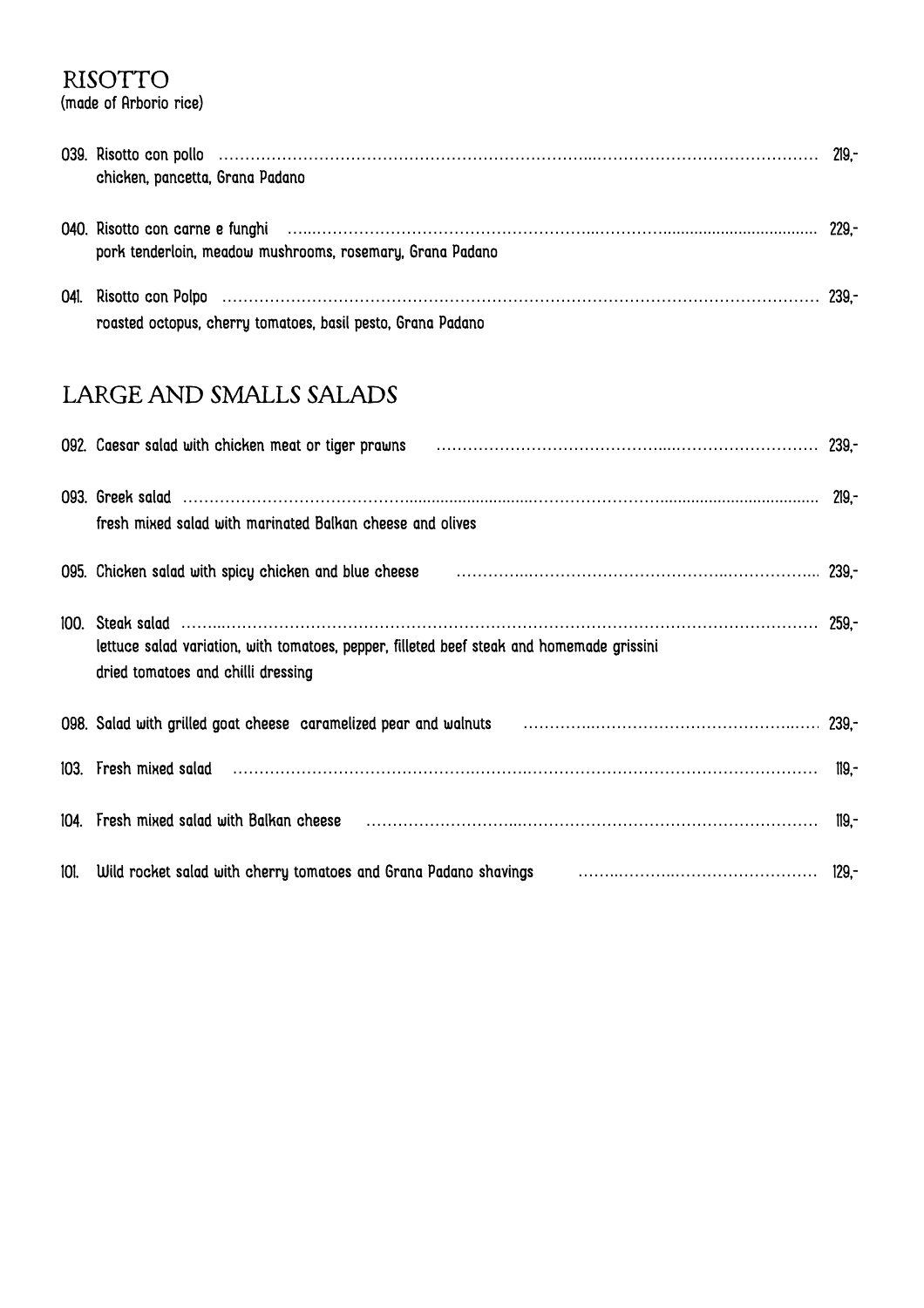## RISOTTO

(made of Arborio rice)

039. Risotto con pollo ........................................ 219,-
chicken, pancetta, Grana Padano

040. Risotto con carne e funghi ........................................ 229,-
pork tenderloin, meadow mushrooms, rosemary, Grana Padano

041. Risotto con Polpo ........................................ 239,-
roasted octopus, cherry tomatoes, basil pesto, Grana Padano

## LARGE AND SMALLS SALADS

092. Caesar salad with chicken meat or tiger prawns ........................................ 239,-

093. Greek salad ........................................ 219,-
fresh mixed salad with marinated Balkan cheese and olives

095. Chicken salad with spicy chicken and blue cheese ........................................ 239,-

100. Steak salad ........................................ 259,-
lettuce salad variation, with tomatoes, pepper, filleted beef steak and homemade grissini
dried tomatoes and chilli dressing

098. Salad with grilled goat cheese caramelized pear and walnuts ........................................ 239,-

103. Fresh mixed salad ........................................ 119,-

104. Fresh mixed salad with Balkan cheese ........................................ 119,-

101. Wild rocket salad with cherry tomatoes and Grana Padano shavings ........................................ 129,-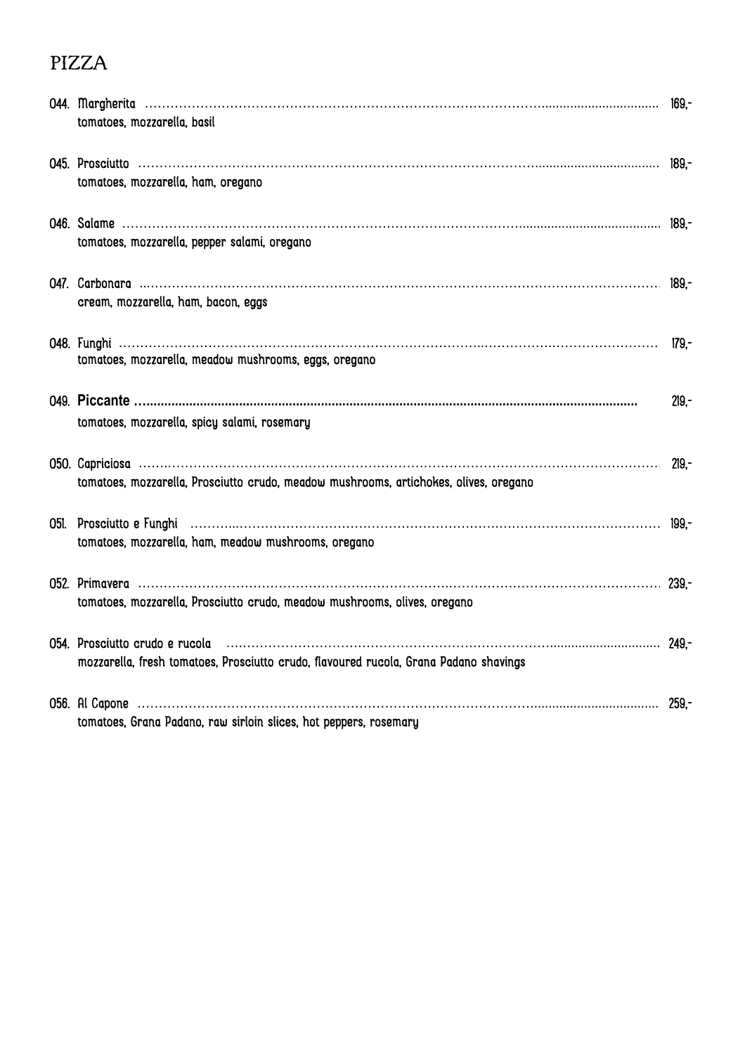# PIZZA

044. Margherita ............................................................ 169,-
tomatoes, mozzarella, basil

045. Prosciutto ............................................................ 189,-
tomatoes, mozzarella, ham, oregano

046. Salame ............................................................ 189,-
tomatoes, mozzarella, pepper salami, oregano

047. Carbonara ............................................................ 189,-
cream, mozzarella, ham, bacon, eggs

048. Funghi ............................................................ 179,-
tomatoes, mozzarella, meadow mushrooms, eggs, oregano

049. **Piccante** ............................................................ 219,-
tomatoes, mozzarella, spicy salami, rosemary

050. Capriciosa ............................................................ 219,-
tomatoes, mozzarella, Prosciutto crudo, meadow mushrooms, artichokes, olives, oregano

051. Prosciutto e Funghi ............................................................ 199,-
tomatoes, mozzarella, ham, meadow mushrooms, oregano

052. Primavera ............................................................ 239,-
tomatoes, mozzarella, Prosciutto crudo, meadow mushrooms, olives, oregano

054. Prosciutto crudo e rucola ............................................................ 249,-
mozzarella, fresh tomatoes, Prosciutto crudo, flavoured rucola, Grana Padano shavings

056. Al Capone ............................................................ 259,-
tomatoes, Grana Padano, raw sirloin slices, hot peppers, rosemary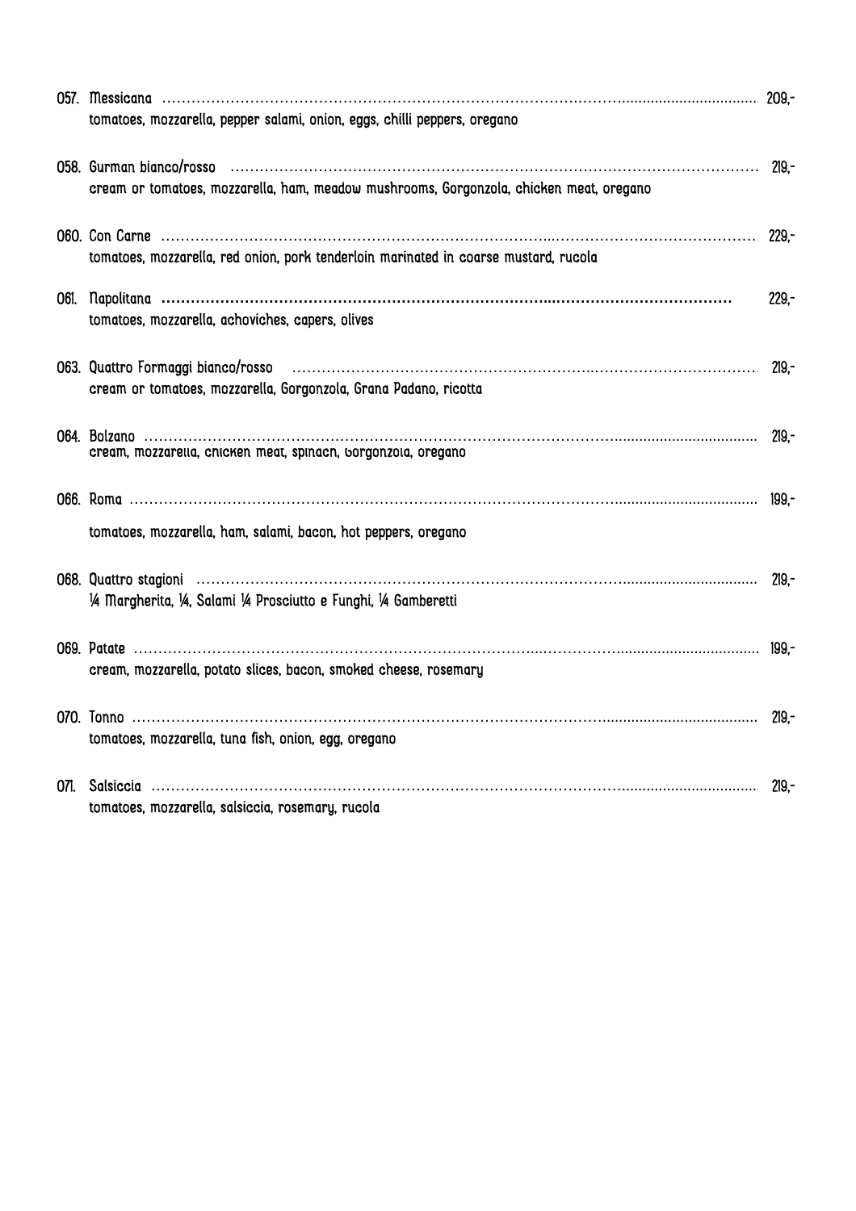057. Messicana ........................................................................................................ 209,-
tomatoes, mozzarella, pepper salami, onion, eggs, chilli peppers, oregano

058. Gurman bianco/rosso ........................................................................................................ 219,-
cream or tomatoes, mozzarella, ham, meadow mushrooms, Gorgonzola, chicken meat, oregano

060. Con Carne ........................................................................................................ 229,-
tomatoes, mozzarella, red onion, pork tenderloin marinated in coarse mustard, rucola

061. Napolitana ........................................................................................................ 229,-
tomatoes, mozzarella, achoviches, capers, olives

063. Quattro Formaggi bianco/rosso ........................................................................................................ 219,-
cream or tomatoes, mozzarella, Gorgonzola, Grana Padano, ricotta

064. Bolzano ........................................................................................................ 219,-
cream, mozzarella, chicken meat, spinach, Gorgonzola, oregano

066. Roma ........................................................................................................ 199,-
tomatoes, mozzarella, ham, salami, bacon, hot peppers, oregano

068. Quattro stagioni ........................................................................................................ 219,-
¼ Margherita, ¼, Salami ¼ Prosciutto e Funghi, ¼ Gamberetti

069. Patate ........................................................................................................ 199,-
cream, mozzarella, potato slices, bacon, smoked cheese, rosemary

070. Tonno ........................................................................................................ 219,-
tomatoes, mozzarella, tuna fish, onion, egg, oregano

071. Salsiccia ........................................................................................................ 219,-
tomatoes, mozzarella, salsiccia, rosemary, rucola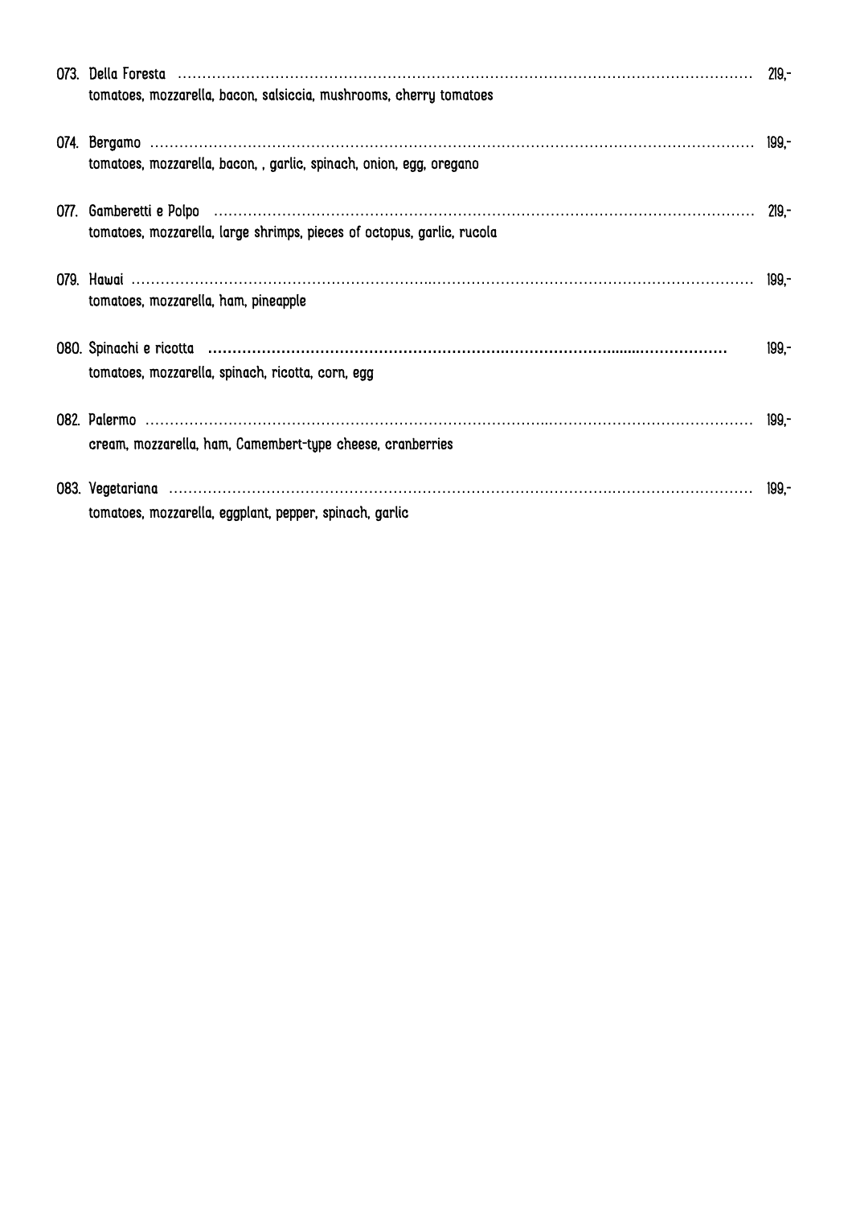073. Della Foresta ........................................................................................................ 219,-
tomatoes, mozzarella, bacon, salsiccia, mushrooms, cherry tomatoes

074. Bergamo ........................................................................................................ 199,-
tomatoes, mozzarella, bacon, , garlic, spinach, onion, egg, oregano

077. Gamberetti e Polpo ........................................................................................................ 219,-
tomatoes, mozzarella, large shrimps, pieces of octopus, garlic, rucola

079. Hawai ........................................................................................................ 199,-
tomatoes, mozzarella, ham, pineapple

080. Spinachi e ricotta ........................................................................................................ 199,-
tomatoes, mozzarella, spinach, ricotta, corn, egg

082. Palermo ........................................................................................................ 199,-
cream, mozzarella, ham, Camembert-type cheese, cranberries

083. Vegetariana ........................................................................................................ 199,-
tomatoes, mozzarella, eggplant, pepper, spinach, garlic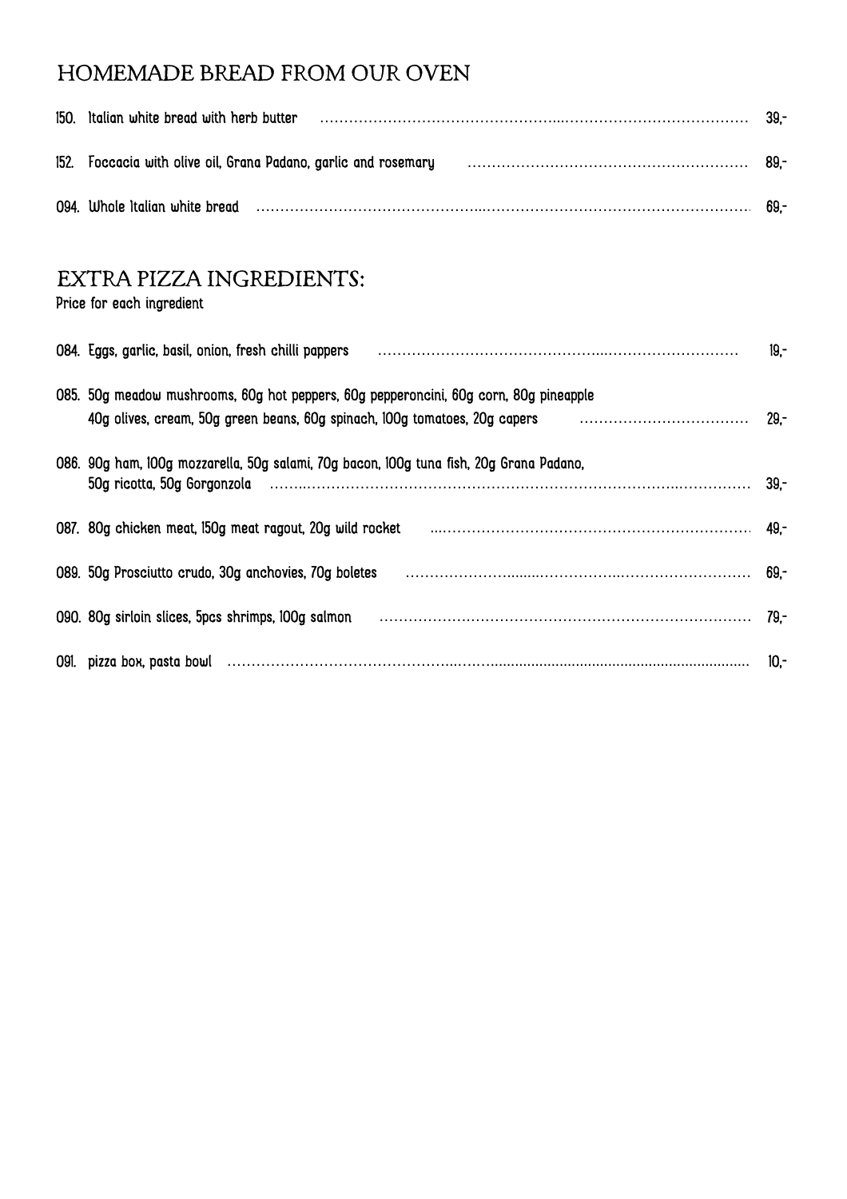## HOMEMADE BREAD FROM OUR OVEN

150. Italian white bread with herb butter ........ 39,-

152. Foccacia with olive oil, Grana Padano, garlic and rosemary ........ 89,-

094. Whole Italian white bread ........ 69,-

## EXTRA PIZZA INGREDIENTS:

Price for each ingredient

084. Eggs, garlic, basil, onion, fresh chilli pappers ........ 19,-

085. 50g meadow mushrooms, 60g hot peppers, 60g pepperoncini, 60g corn, 80g pineapple 40g olives, cream, 50g green beans, 60g spinach, 100g tomatoes, 20g capers ........ 29,-

086. 90g ham, 100g mozzarella, 50g salami, 70g bacon, 100g tuna fish, 20g Grana Padano, 50g ricotta, 50g Gorgonzola ........ 39,-

087. 80g chicken meat, 150g meat ragout, 20g wild rocket ........ 49,-

089. 50g Prosciutto crudo, 30g anchovies, 70g boletes ........ 69,-

090. 80g sirloin slices, 5pcs shrimps, 100g salmon ........ 79,-

091. pizza box, pasta bowl ........ 10,-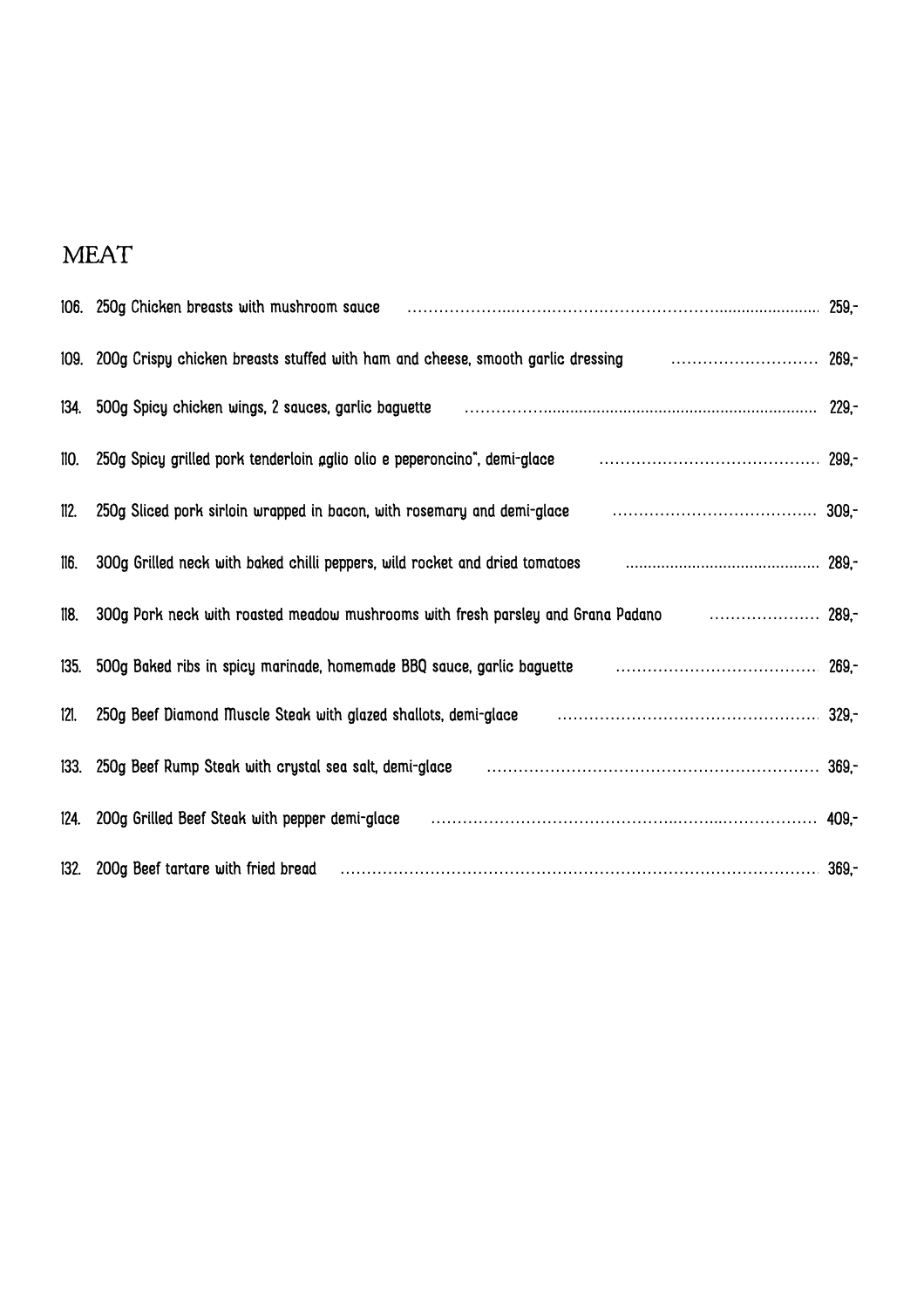## MEAT

| | | |
|---|---|---|
| 106. | 250g Chicken breasts with mushroom sauce | 259,- |
| 109. | 200g Crispy chicken breasts stuffed with ham and cheese, smooth garlic dressing | 269,- |
| 134. | 500g Spicy chicken wings, 2 sauces, garlic baguette | 229,- |
| 110. | 250g Spicy grilled pork tenderloin „aglio olio e peperoncino", demi-glace | 299,- |
| 112. | 250g Sliced pork sirloin wrapped in bacon, with rosemary and demi-glace | 309,- |
| 116. | 300g Grilled neck with baked chilli peppers, wild rocket and dried tomatoes | 289,- |
| 118. | 300g Pork neck with roasted meadow mushrooms with fresh parsley and Grana Padano | 289,- |
| 135. | 500g Baked ribs in spicy marinade, homemade BBQ sauce, garlic baguette | 269,- |
| 121. | 250g Beef Diamond Muscle Steak with glazed shallots, demi-glace | 329,- |
| 133. | 250g Beef Rump Steak with crystal sea salt, demi-glace | 369,- |
| 124. | 200g Grilled Beef Steak with pepper demi-glace | 409,- |
| 132. | 200g Beef tartare with fried bread | 369,- |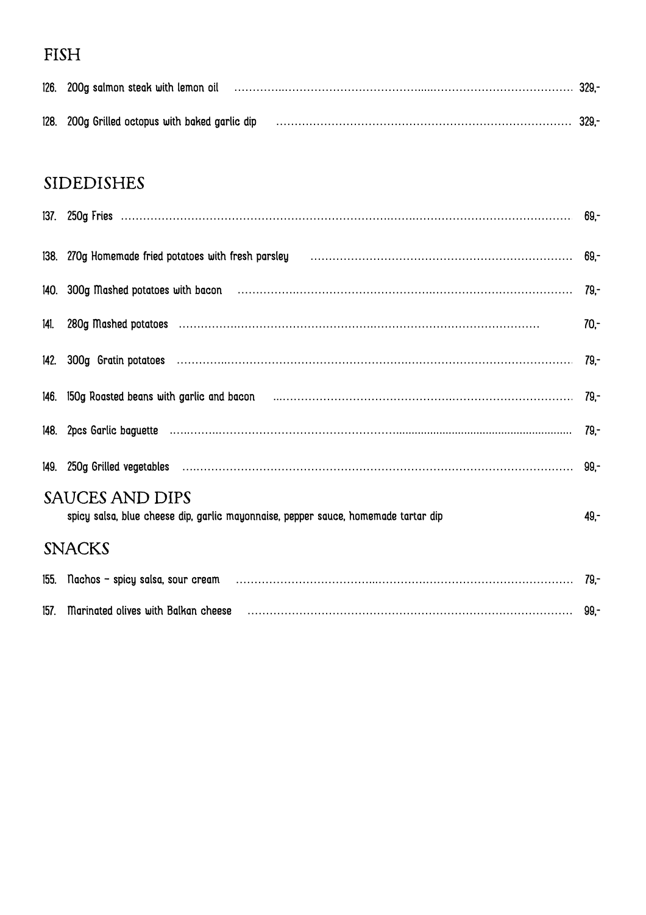## FISH

| | | |
|---|---|---|
| 126. | 200g salmon steak with lemon oil | 329,- |
| 128. | 200g Grilled octopus with baked garlic dip | 329,- |

## SIDEDISHES

| | | |
|---|---|---|
| 137. | 250g Fries | 69,- |
| 138. | 270g Homemade fried potatoes with fresh parsley | 69,- |
| 140. | 300g Mashed potatoes with bacon | 79,- |
| 141. | 280g Mashed potatoes | 70,- |
| 142. | 300g Gratin potatoes | 79,- |
| 146. | 150g Roasted beans with garlic and bacon | 79,- |
| 148. | 2pcs Garlic baguette | 79,- |
| 149. | 250g Grilled vegetables | 99,- |

## SAUCES AND DIPS

spicy salsa, blue cheese dip, garlic mayonnaise, pepper sauce, homemade tartar dip 49,-

## SNACKS

| | | |
|---|---|---|
| 155. | Nachos – spicy salsa, sour cream | 79,- |
| 157. | Marinated olives with Balkan cheese | 99,- |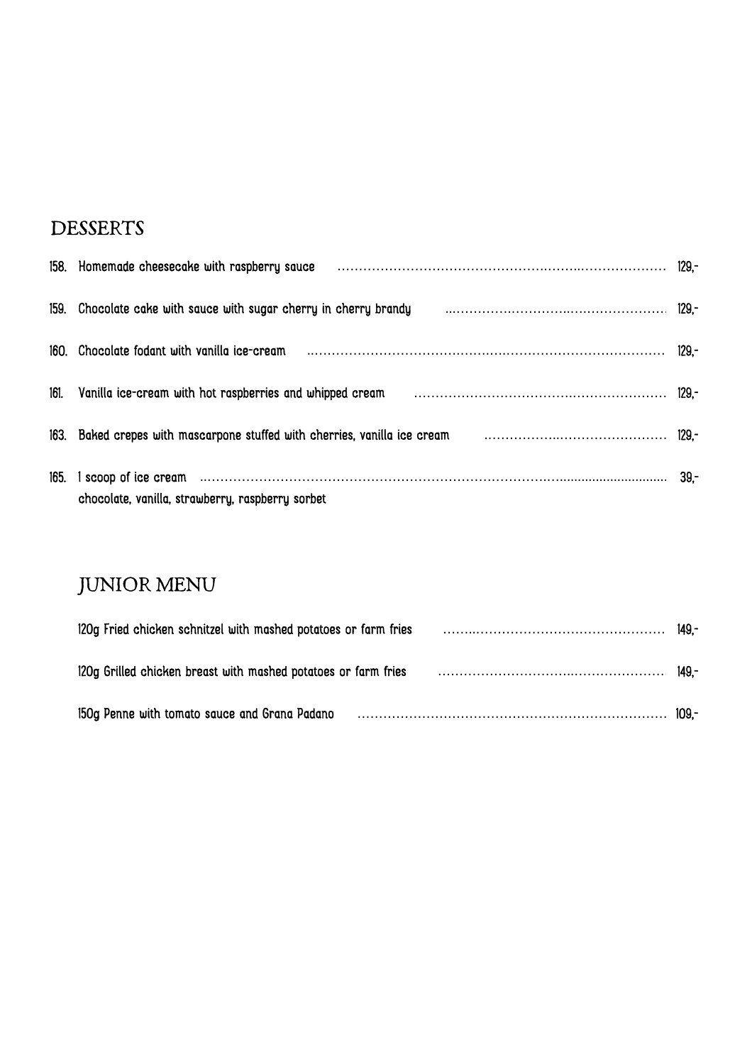## DESSERTS

158. Homemade cheesecake with raspberry sauce ........ 129,-

159. Chocolate cake with sauce with sugar cherry in cherry brandy ........ 129,-

160. Chocolate fodant with vanilla ice-cream ........ 129,-

161. Vanilla ice-cream with hot raspberries and whipped cream ........ 129,-

163. Baked crepes with mascarpone stuffed with cherries, vanilla ice cream ........ 129,-

165. 1 scoop of ice cream ........ 39,-
chocolate, vanilla, strawberry, raspberry sorbet

## JUNIOR MENU

120g Fried chicken schnitzel with mashed potatoes or farm fries ........ 149,-

120g Grilled chicken breast with mashed potatoes or farm fries ........ 149,-

150g Penne with tomato sauce and Grana Padano ........ 109,-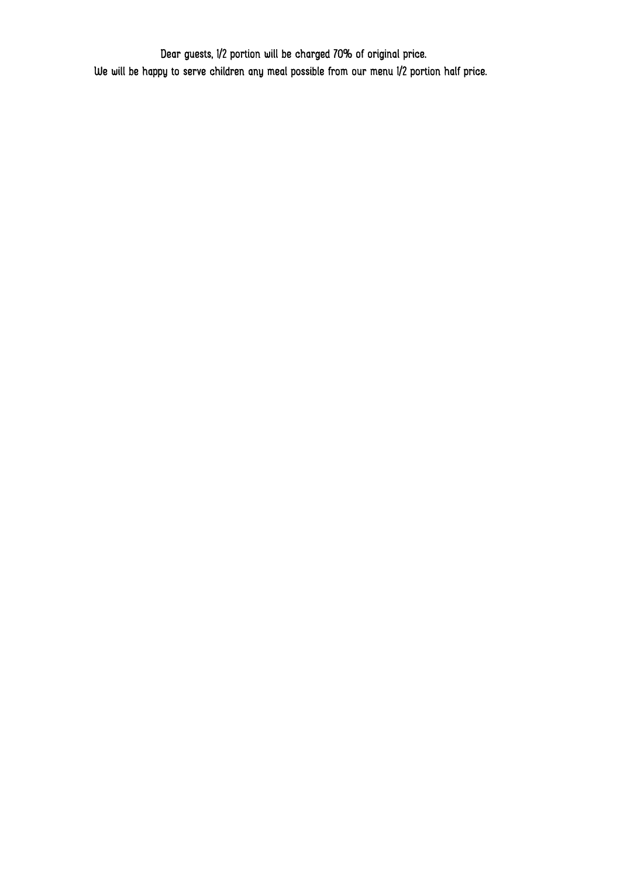Dear guests, 1/2 portion will be charged 70% of original price.

We will be happy to serve children any meal possible from our menu 1/2 portion half price.